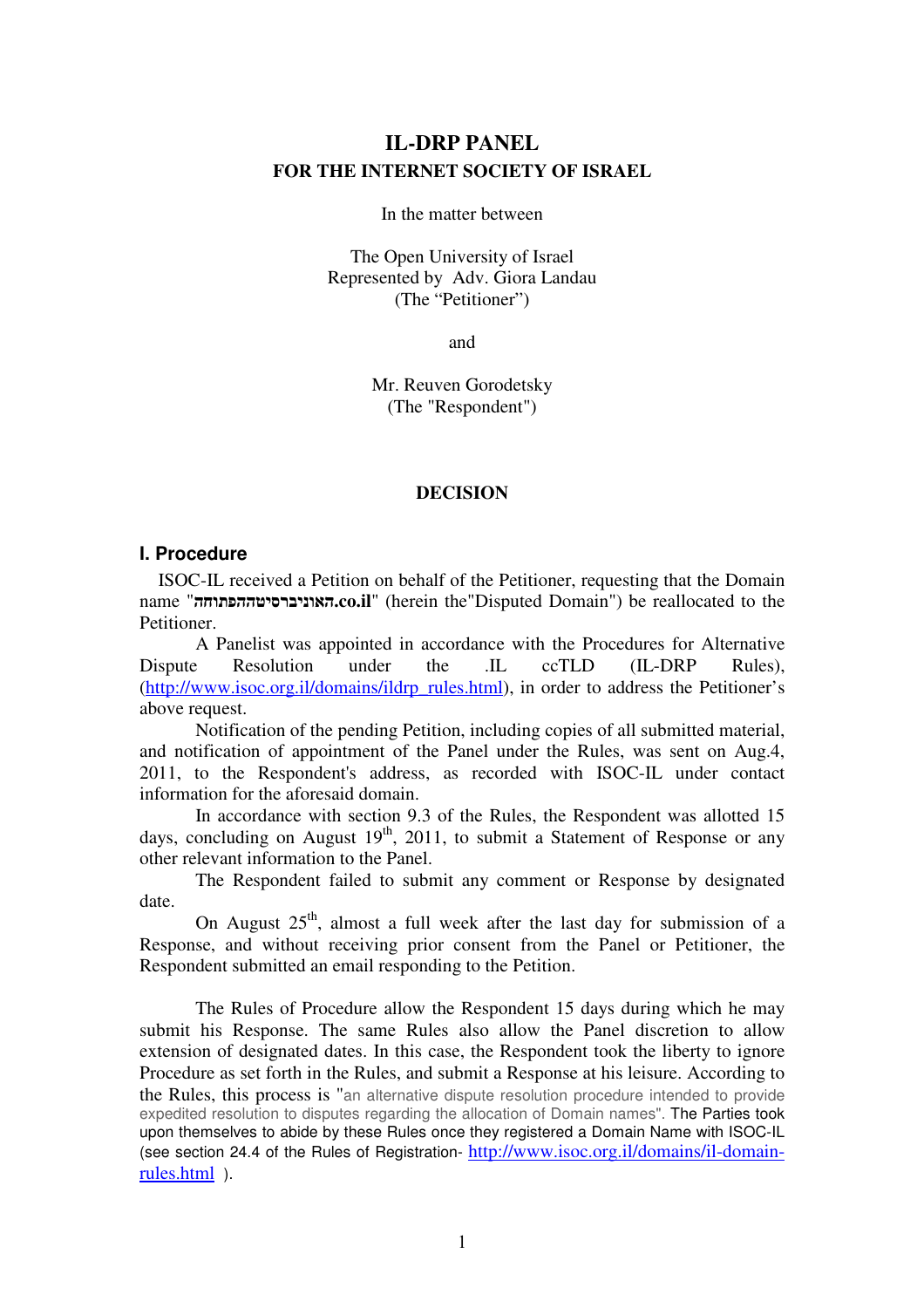# IL-DRP PANEL

## FOR THE INTERNET SOCIETY OF ISRAEL

In the matter between

The Open University of Israel
Represented by Adv. Giora Landau
(The "Petitioner")

and

Mr. Reuven Gorodetsky
(The "Respondent")

## DECISION

### I. Procedure

ISOC-IL received a Petition on behalf of the Petitioner, requesting that the Domain name "**האוניברסיטההפתוחה.co.il**" (herein the"Disputed Domain") be reallocated to the Petitioner.

A Panelist was appointed in accordance with the Procedures for Alternative Dispute Resolution under the .IL ccTLD (IL-DRP Rules), (http://www.isoc.org.il/domains/ildrp_rules.html), in order to address the Petitioner's above request.

Notification of the pending Petition, including copies of all submitted material, and notification of appointment of the Panel under the Rules, was sent on Aug.4, 2011, to the Respondent's address, as recorded with ISOC-IL under contact information for the aforesaid domain.

In accordance with section 9.3 of the Rules, the Respondent was allotted 15 days, concluding on August 19th, 2011, to submit a Statement of Response or any other relevant information to the Panel.

The Respondent failed to submit any comment or Response by designated date.

On August 25th, almost a full week after the last day for submission of a Response, and without receiving prior consent from the Panel or Petitioner, the Respondent submitted an email responding to the Petition.

The Rules of Procedure allow the Respondent 15 days during which he may submit his Response. The same Rules also allow the Panel discretion to allow extension of designated dates. In this case, the Respondent took the liberty to ignore Procedure as set forth in the Rules, and submit a Response at his leisure. According to the Rules, this process is "an alternative dispute resolution procedure intended to provide expedited resolution to disputes regarding the allocation of Domain names". The Parties took upon themselves to abide by these Rules once they registered a Domain Name with ISOC-IL (see section 24.4 of the Rules of Registration- http://www.isoc.org.il/domains/il-domain-rules.html ).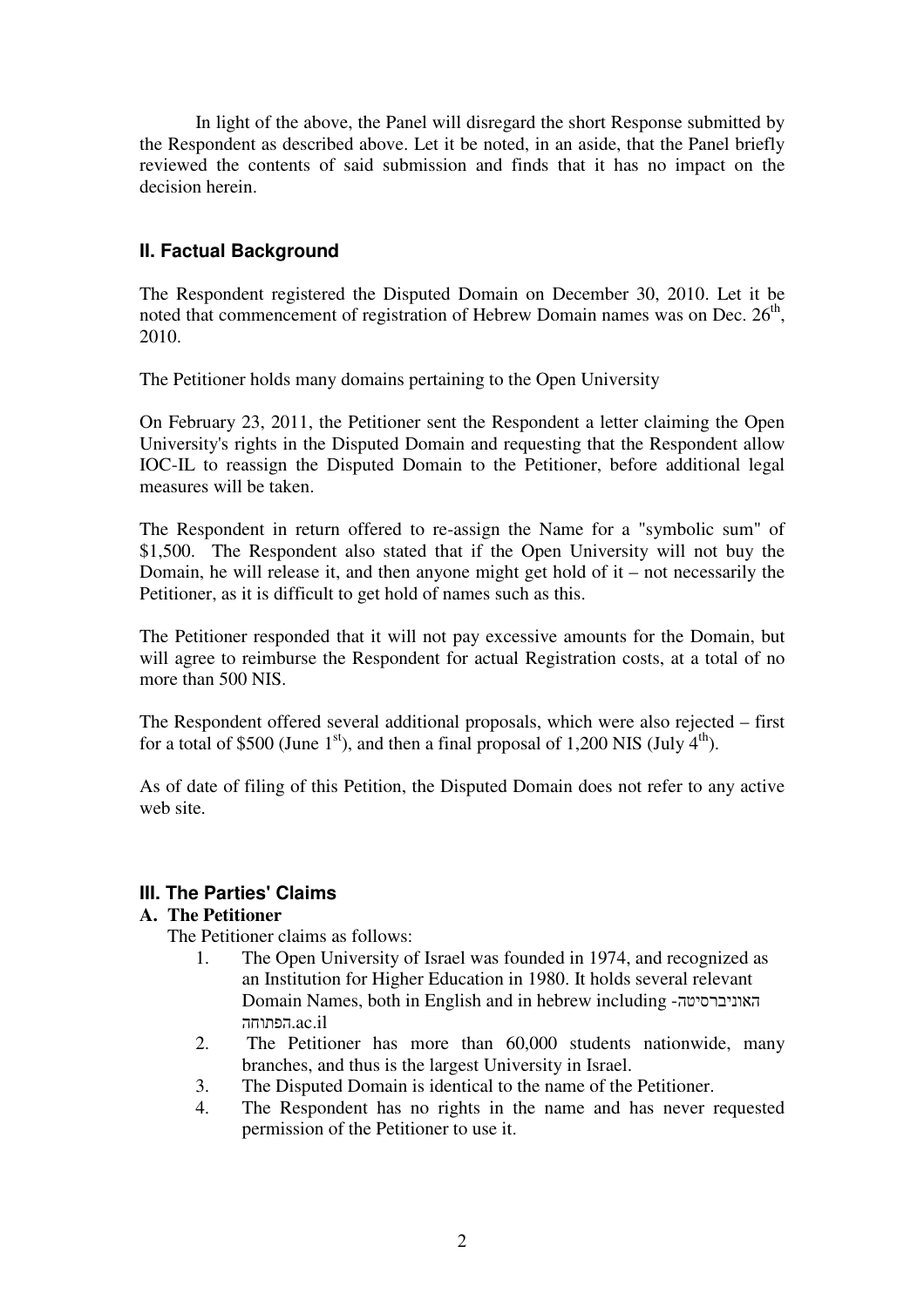In light of the above, the Panel will disregard the short Response submitted by the Respondent as described above. Let it be noted, in an aside, that the Panel briefly reviewed the contents of said submission and finds that it has no impact on the decision herein.

## II. Factual Background

The Respondent registered the Disputed Domain on December 30, 2010. Let it be noted that commencement of registration of Hebrew Domain names was on Dec. 26th, 2010.

The Petitioner holds many domains pertaining to the Open University

On February 23, 2011, the Petitioner sent the Respondent a letter claiming the Open University's rights in the Disputed Domain and requesting that the Respondent allow IOC-IL to reassign the Disputed Domain to the Petitioner, before additional legal measures will be taken.

The Respondent in return offered to re-assign the Name for a "symbolic sum" of $1,500. The Respondent also stated that if the Open University will not buy the Domain, he will release it, and then anyone might get hold of it – not necessarily the Petitioner, as it is difficult to get hold of names such as this.

The Petitioner responded that it will not pay excessive amounts for the Domain, but will agree to reimburse the Respondent for actual Registration costs, at a total of no more than 500 NIS.

The Respondent offered several additional proposals, which were also rejected – first for a total of $500 (June 1st), and then a final proposal of 1,200 NIS (July 4th).

As of date of filing of this Petition, the Disputed Domain does not refer to any active web site.

## III. The Parties' Claims

### A. The Petitioner

The Petitioner claims as follows:

1. The Open University of Israel was founded in 1974, and recognized as an Institution for Higher Education in 1980. It holds several relevant Domain Names, both in English and in hebrew including -האוניברסיטה הפתוחה.ac.il
2. The Petitioner has more than 60,000 students nationwide, many branches, and thus is the largest University in Israel.
3. The Disputed Domain is identical to the name of the Petitioner.
4. The Respondent has no rights in the name and has never requested permission of the Petitioner to use it.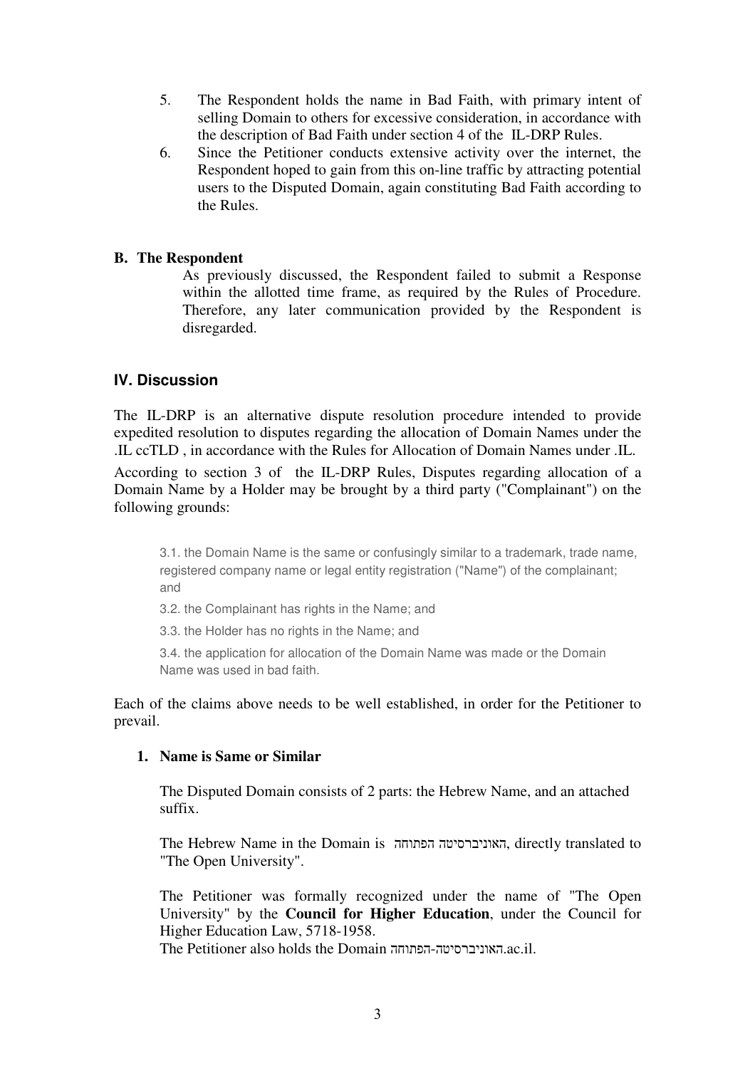5. The Respondent holds the name in Bad Faith, with primary intent of selling Domain to others for excessive consideration, in accordance with the description of Bad Faith under section 4 of the IL-DRP Rules.
6. Since the Petitioner conducts extensive activity over the internet, the Respondent hoped to gain from this on-line traffic by attracting potential users to the Disputed Domain, again constituting Bad Faith according to the Rules.

**B. The Respondent**

As previously discussed, the Respondent failed to submit a Response within the allotted time frame, as required by the Rules of Procedure. Therefore, any later communication provided by the Respondent is disregarded.

## IV. Discussion

The IL-DRP is an alternative dispute resolution procedure intended to provide expedited resolution to disputes regarding the allocation of Domain Names under the .IL ccTLD , in accordance with the Rules for Allocation of Domain Names under .IL.

According to section 3 of the IL-DRP Rules, Disputes regarding allocation of a Domain Name by a Holder may be brought by a third party ("Complainant") on the following grounds:

> 3.1. the Domain Name is the same or confusingly similar to a trademark, trade name, registered company name or legal entity registration ("Name") of the complainant; and
>
> 3.2. the Complainant has rights in the Name; and
>
> 3.3. the Holder has no rights in the Name; and
>
> 3.4. the application for allocation of the Domain Name was made or the Domain Name was used in bad faith.

Each of the claims above needs to be well established, in order for the Petitioner to prevail.

**1. Name is Same or Similar**

The Disputed Domain consists of 2 parts: the Hebrew Name, and an attached suffix.

The Hebrew Name in the Domain is האוניברסיטה הפתוחה, directly translated to "The Open University".

The Petitioner was formally recognized under the name of "The Open University" by the **Council for Higher Education**, under the Council for Higher Education Law, 5718-1958.

The Petitioner also holds the Domain האוניברסיטה-הפתוחה.ac.il.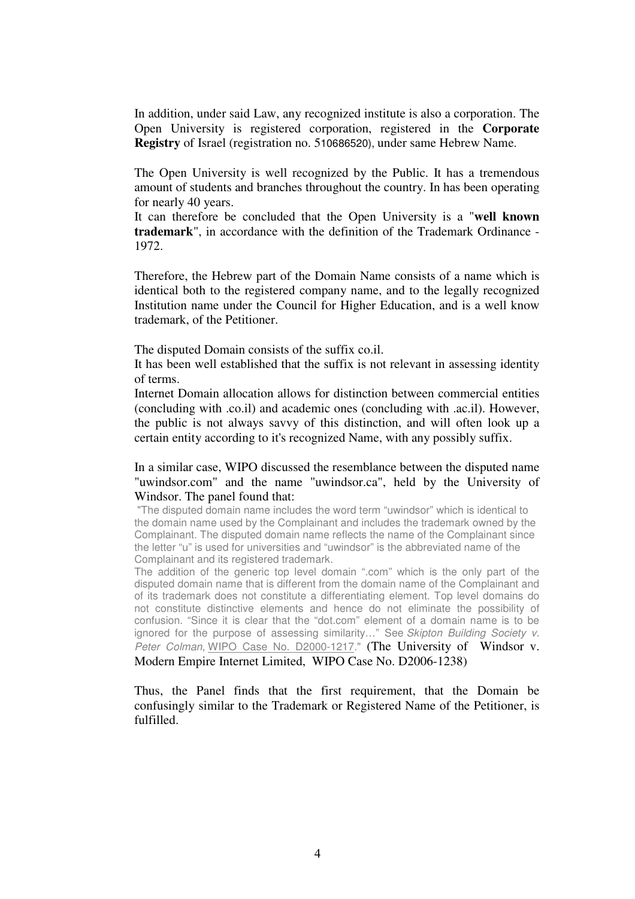In addition, under said Law, any recognized institute is also a corporation. The Open University is registered corporation, registered in the **Corporate Registry** of Israel (registration no. 510686520), under same Hebrew Name.

The Open University is well recognized by the Public. It has a tremendous amount of students and branches throughout the country. In has been operating for nearly 40 years.

It can therefore be concluded that the Open University is a "**well known trademark**", in accordance with the definition of the Trademark Ordinance - 1972.

Therefore, the Hebrew part of the Domain Name consists of a name which is identical both to the registered company name, and to the legally recognized Institution name under the Council for Higher Education, and is a well know trademark, of the Petitioner.

The disputed Domain consists of the suffix co.il.

It has been well established that the suffix is not relevant in assessing identity of terms.

Internet Domain allocation allows for distinction between commercial entities (concluding with .co.il) and academic ones (concluding with .ac.il). However, the public is not always savvy of this distinction, and will often look up a certain entity according to it's recognized Name, with any possibly suffix.

In a similar case, WIPO discussed the resemblance between the disputed name "uwindsor.com" and the name "uwindsor.ca", held by the University of Windsor. The panel found that:

"The disputed domain name includes the word term "uwindsor" which is identical to the domain name used by the Complainant and includes the trademark owned by the Complainant. The disputed domain name reflects the name of the Complainant since the letter "u" is used for universities and "uwindsor" is the abbreviated name of the Complainant and its registered trademark.

The addition of the generic top level domain ".com" which is the only part of the disputed domain name that is different from the domain name of the Complainant and of its trademark does not constitute a differentiating element. Top level domains do not constitute distinctive elements and hence do not eliminate the possibility of confusion. "Since it is clear that the "dot.com" element of a domain name is to be ignored for the purpose of assessing similarity…" See *Skipton Building Society v. Peter Colman*, WIPO Case No. D2000-1217." (The University of Windsor v. Modern Empire Internet Limited, WIPO Case No. D2006-1238)

Thus, the Panel finds that the first requirement, that the Domain be confusingly similar to the Trademark or Registered Name of the Petitioner, is fulfilled.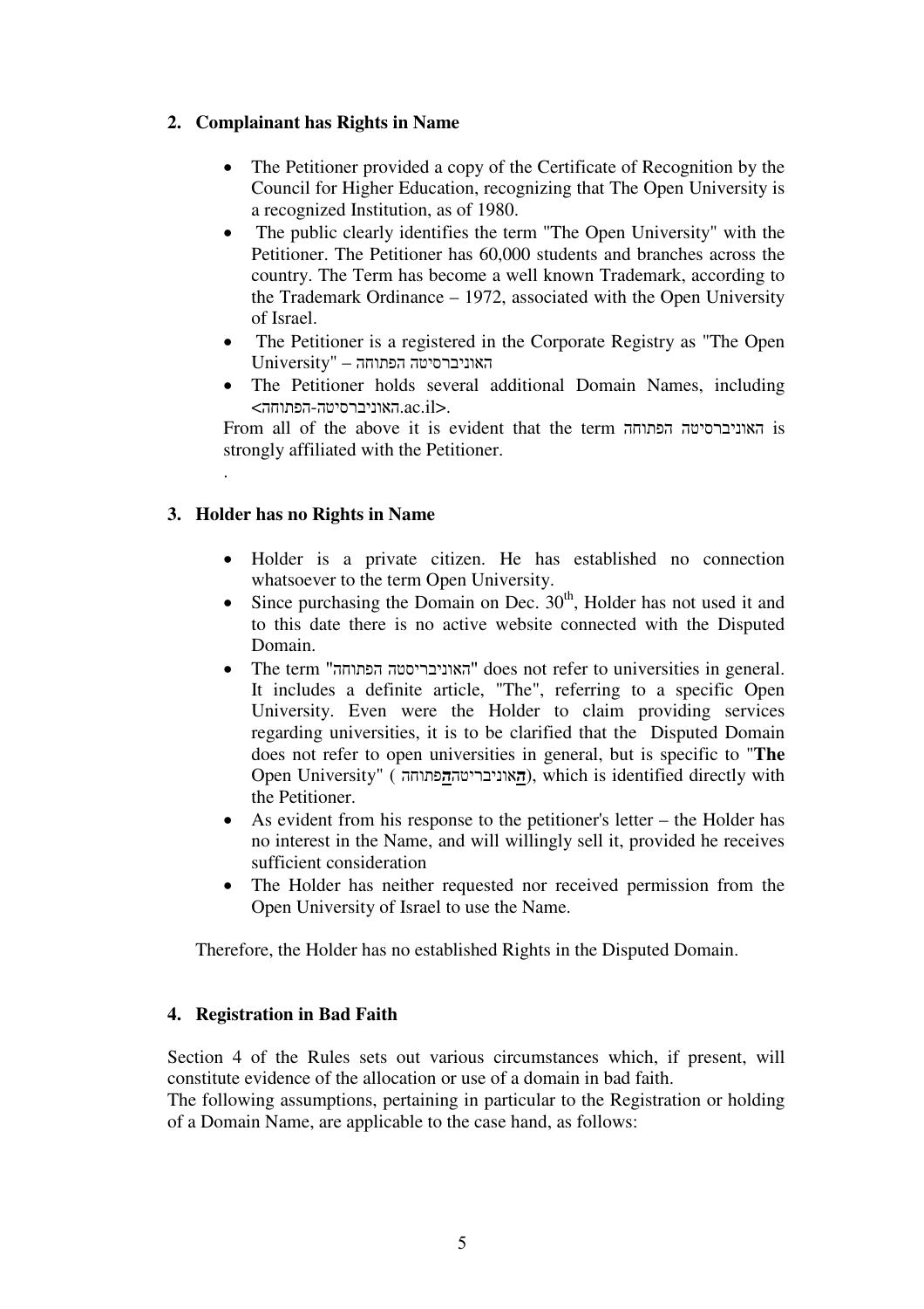## 2. Complainant has Rights in Name

- The Petitioner provided a copy of the Certificate of Recognition by the Council for Higher Education, recognizing that The Open University is a recognized Institution, as of 1980.
- The public clearly identifies the term "The Open University" with the Petitioner. The Petitioner has 60,000 students and branches across the country. The Term has become a well known Trademark, according to the Trademark Ordinance – 1972, associated with the Open University of Israel.
- The Petitioner is a registered in the Corporate Registry as "The Open University" – האוניברסיטה הפתוחה
- The Petitioner holds several additional Domain Names, including <האוניברסיטה-הפתוחה.ac.il>.

From all of the above it is evident that the term האוניברסיטה הפתוחה is strongly affiliated with the Petitioner.

.

## 3. Holder has no Rights in Name

- Holder is a private citizen. He has established no connection whatsoever to the term Open University.
- Since purchasing the Domain on Dec. 30th, Holder has not used it and to this date there is no active website connected with the Disputed Domain.
- The term "האוניבריסטה הפתוחה" does not refer to universities in general. It includes a definite article, "The", referring to a specific Open University. Even were the Holder to claim providing services regarding universities, it is to be clarified that the Disputed Domain does not refer to open universities in general, but is specific to "**The** Open University" ( **ה**אוניבריטה**ה**פתוחה), which is identified directly with the Petitioner.
- As evident from his response to the petitioner's letter – the Holder has no interest in the Name, and will willingly sell it, provided he receives sufficient consideration
- The Holder has neither requested nor received permission from the Open University of Israel to use the Name.

Therefore, the Holder has no established Rights in the Disputed Domain.

## 4. Registration in Bad Faith

Section 4 of the Rules sets out various circumstances which, if present, will constitute evidence of the allocation or use of a domain in bad faith.

The following assumptions, pertaining in particular to the Registration or holding of a Domain Name, are applicable to the case hand, as follows: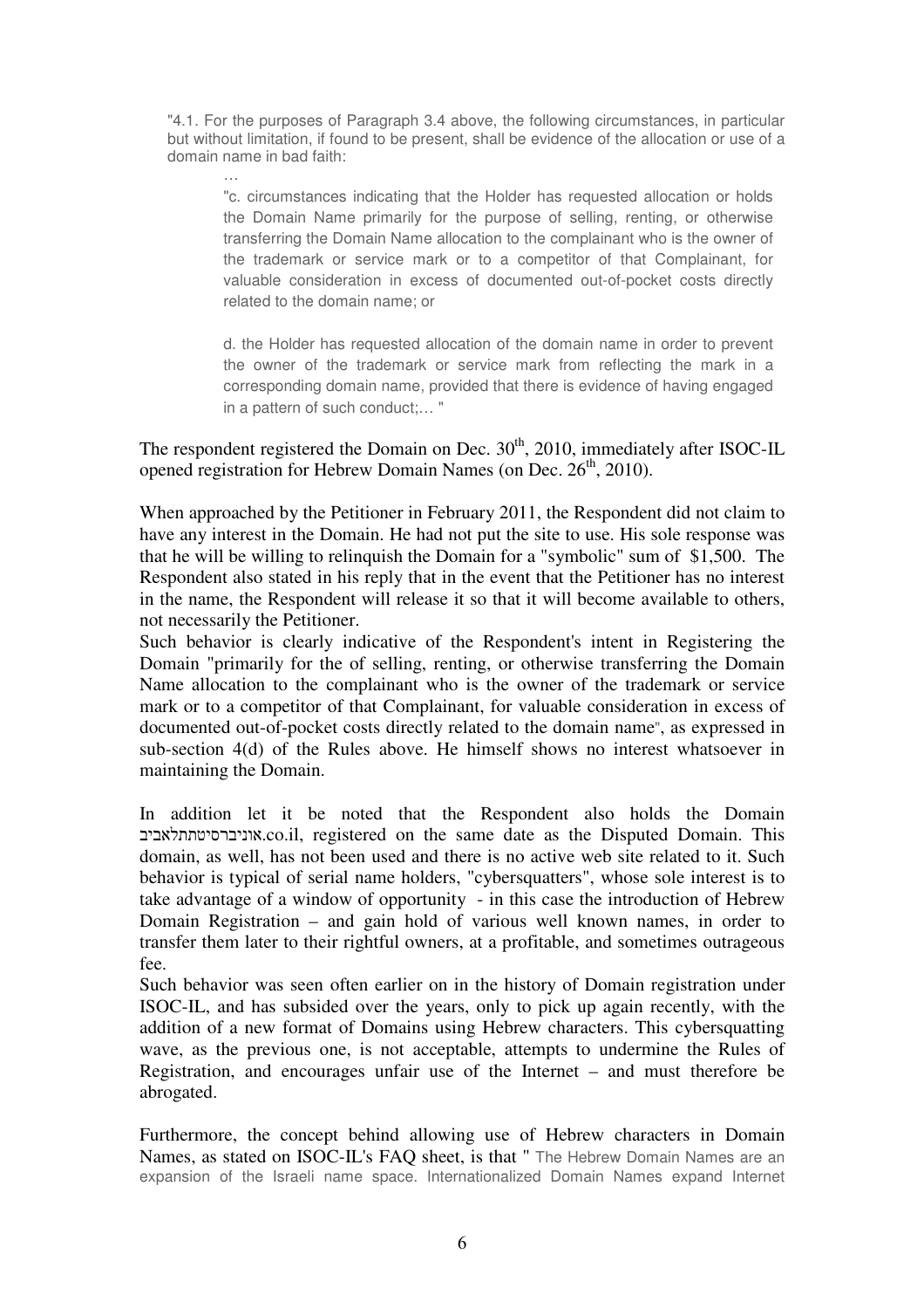"4.1. For the purposes of Paragraph 3.4 above, the following circumstances, in particular but without limitation, if found to be present, shall be evidence of the allocation or use of a domain name in bad faith:

> …
>
> "c. circumstances indicating that the Holder has requested allocation or holds the Domain Name primarily for the purpose of selling, renting, or otherwise transferring the Domain Name allocation to the complainant who is the owner of the trademark or service mark or to a competitor of that Complainant, for valuable consideration in excess of documented out-of-pocket costs directly related to the domain name; or
>
> d. the Holder has requested allocation of the domain name in order to prevent the owner of the trademark or service mark from reflecting the mark in a corresponding domain name, provided that there is evidence of having engaged in a pattern of such conduct;… "

The respondent registered the Domain on Dec. 30th, 2010, immediately after ISOC-IL opened registration for Hebrew Domain Names (on Dec. 26th, 2010).

When approached by the Petitioner in February 2011, the Respondent did not claim to have any interest in the Domain. He had not put the site to use. His sole response was that he will be willing to relinquish the Domain for a "symbolic" sum of $1,500. The Respondent also stated in his reply that in the event that the Petitioner has no interest in the name, the Respondent will release it so that it will become available to others, not necessarily the Petitioner.

Such behavior is clearly indicative of the Respondent's intent in Registering the Domain "primarily for the of selling, renting, or otherwise transferring the Domain Name allocation to the complainant who is the owner of the trademark or service mark or to a competitor of that Complainant, for valuable consideration in excess of documented out-of-pocket costs directly related to the domain name", as expressed in sub-section 4(d) of the Rules above. He himself shows no interest whatsoever in maintaining the Domain.

In addition let it be noted that the Respondent also holds the Domain אוניברסיטתתלאביב.co.il, registered on the same date as the Disputed Domain. This domain, as well, has not been used and there is no active web site related to it. Such behavior is typical of serial name holders, "cybersquatters", whose sole interest is to take advantage of a window of opportunity - in this case the introduction of Hebrew Domain Registration – and gain hold of various well known names, in order to transfer them later to their rightful owners, at a profitable, and sometimes outrageous fee.

Such behavior was seen often earlier on in the history of Domain registration under ISOC-IL, and has subsided over the years, only to pick up again recently, with the addition of a new format of Domains using Hebrew characters. This cybersquatting wave, as the previous one, is not acceptable, attempts to undermine the Rules of Registration, and encourages unfair use of the Internet – and must therefore be abrogated.

Furthermore, the concept behind allowing use of Hebrew characters in Domain Names, as stated on ISOC-IL's FAQ sheet, is that " The Hebrew Domain Names are an expansion of the Israeli name space. Internationalized Domain Names expand Internet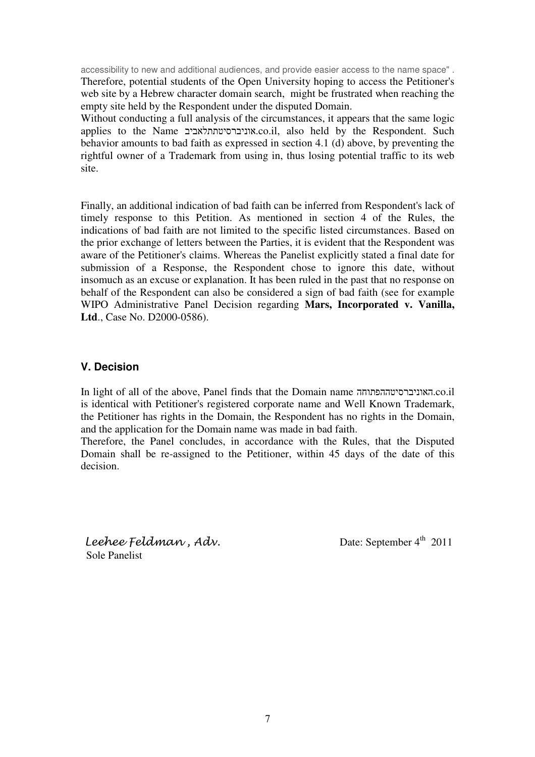accessibility to new and additional audiences, and provide easier access to the name space" .
Therefore, potential students of the Open University hoping to access the Petitioner's web site by a Hebrew character domain search, might be frustrated when reaching the empty site held by the Respondent under the disputed Domain.
Without conducting a full analysis of the circumstances, it appears that the same logic applies to the Name אוניברסיטתתלאביב.co.il, also held by the Respondent. Such behavior amounts to bad faith as expressed in section 4.1 (d) above, by preventing the rightful owner of a Trademark from using in, thus losing potential traffic to its web site.

Finally, an additional indication of bad faith can be inferred from Respondent's lack of timely response to this Petition. As mentioned in section 4 of the Rules, the indications of bad faith are not limited to the specific listed circumstances. Based on the prior exchange of letters between the Parties, it is evident that the Respondent was aware of the Petitioner's claims. Whereas the Panelist explicitly stated a final date for submission of a Response, the Respondent chose to ignore this date, without insomuch as an excuse or explanation. It has been ruled in the past that no response on behalf of the Respondent can also be considered a sign of bad faith (see for example WIPO Administrative Panel Decision regarding **Mars, Incorporated v. Vanilla, Ltd**., Case No. D2000-0586).

## V. Decision

In light of all of the above, Panel finds that the Domain name האוניברסיטההפתוחה.co.il is identical with Petitioner's registered corporate name and Well Known Trademark, the Petitioner has rights in the Domain, the Respondent has no rights in the Domain, and the application for the Domain name was made in bad faith.
Therefore, the Panel concludes, in accordance with the Rules, that the Disputed Domain shall be re-assigned to the Petitioner, within 45 days of the date of this decision.

*Leehee Feldman , Adv.*
Sole Panelist

Date: September 4th 2011